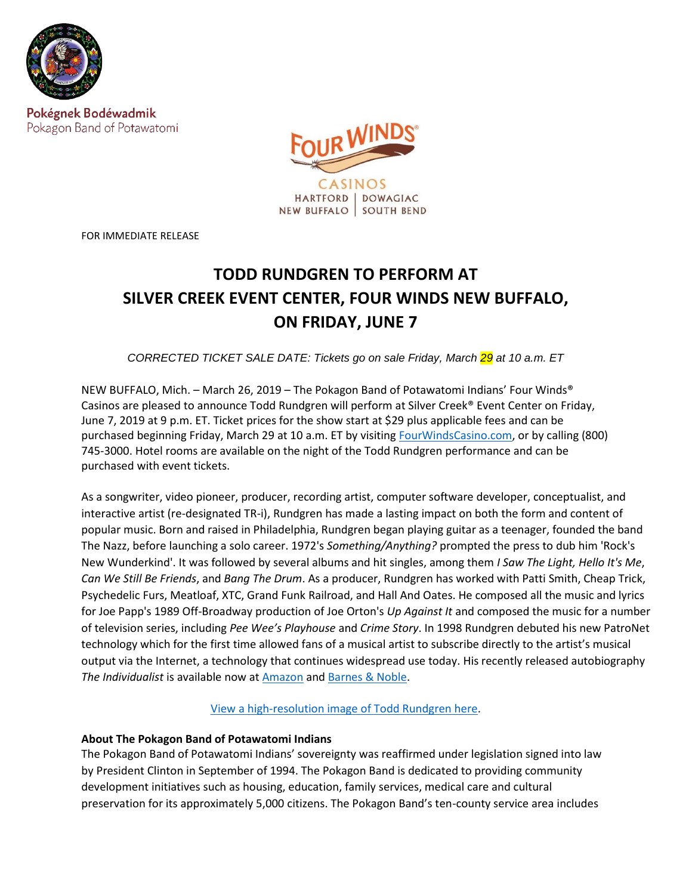Pokégnek Bodéwadmik
Pokagon Band of Potawatomi

FOUR WINDS®
CASINOS
HARTFORD | DOWAGIAC
NEW BUFFALO | SOUTH BEND

FOR IMMEDIATE RELEASE

# TODD RUNDGREN TO PERFORM AT SILVER CREEK EVENT CENTER, FOUR WINDS NEW BUFFALO, ON FRIDAY, JUNE 7

*CORRECTED TICKET SALE DATE: Tickets go on sale Friday, March 29 at 10 a.m. ET*

NEW BUFFALO, Mich. – March 26, 2019 – The Pokagon Band of Potawatomi Indians' Four Winds® Casinos are pleased to announce Todd Rundgren will perform at Silver Creek® Event Center on Friday, June 7, 2019 at 9 p.m. ET. Ticket prices for the show start at $29 plus applicable fees and can be purchased beginning Friday, March 29 at 10 a.m. ET by visiting FourWindsCasino.com, or by calling (800) 745-3000. Hotel rooms are available on the night of the Todd Rundgren performance and can be purchased with event tickets.

As a songwriter, video pioneer, producer, recording artist, computer software developer, conceptualist, and interactive artist (re-designated TR-i), Rundgren has made a lasting impact on both the form and content of popular music. Born and raised in Philadelphia, Rundgren began playing guitar as a teenager, founded the band The Nazz, before launching a solo career. 1972's *Something/Anything?* prompted the press to dub him 'Rock's New Wunderkind'. It was followed by several albums and hit singles, among them *I Saw The Light, Hello It's Me*, *Can We Still Be Friends*, and *Bang The Drum*. As a producer, Rundgren has worked with Patti Smith, Cheap Trick, Psychedelic Furs, Meatloaf, XTC, Grand Funk Railroad, and Hall And Oates. He composed all the music and lyrics for Joe Papp's 1989 Off-Broadway production of Joe Orton's *Up Against It* and composed the music for a number of television series, including *Pee Wee's Playhouse* and *Crime Story*. In 1998 Rundgren debuted his new PatroNet technology which for the first time allowed fans of a musical artist to subscribe directly to the artist's musical output via the Internet, a technology that continues widespread use today. His recently released autobiography *The Individualist* is available now at Amazon and Barnes & Noble.

View a high-resolution image of Todd Rundgren here.

**About The Pokagon Band of Potawatomi Indians**
The Pokagon Band of Potawatomi Indians' sovereignty was reaffirmed under legislation signed into law by President Clinton in September of 1994. The Pokagon Band is dedicated to providing community development initiatives such as housing, education, family services, medical care and cultural preservation for its approximately 5,000 citizens. The Pokagon Band's ten-county service area includes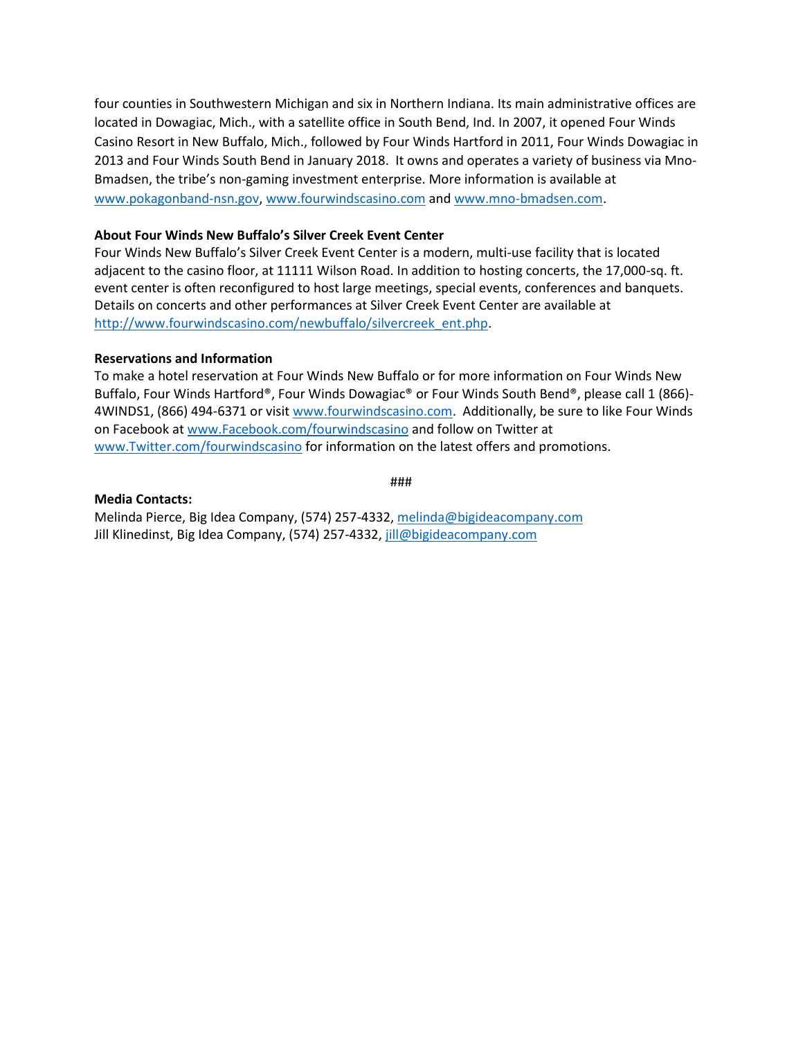four counties in Southwestern Michigan and six in Northern Indiana. Its main administrative offices are located in Dowagiac, Mich., with a satellite office in South Bend, Ind. In 2007, it opened Four Winds Casino Resort in New Buffalo, Mich., followed by Four Winds Hartford in 2011, Four Winds Dowagiac in 2013 and Four Winds South Bend in January 2018. It owns and operates a variety of business via Mno-Bmadsen, the tribe's non-gaming investment enterprise. More information is available at www.pokagonband-nsn.gov, www.fourwindscasino.com and www.mno-bmadsen.com.

**About Four Winds New Buffalo's Silver Creek Event Center**
Four Winds New Buffalo's Silver Creek Event Center is a modern, multi-use facility that is located adjacent to the casino floor, at 11111 Wilson Road. In addition to hosting concerts, the 17,000-sq. ft. event center is often reconfigured to host large meetings, special events, conferences and banquets. Details on concerts and other performances at Silver Creek Event Center are available at http://www.fourwindscasino.com/newbuffalo/silvercreek_ent.php.

**Reservations and Information**
To make a hotel reservation at Four Winds New Buffalo or for more information on Four Winds New Buffalo, Four Winds Hartford®, Four Winds Dowagiac® or Four Winds South Bend®, please call 1 (866)-4WINDS1, (866) 494-6371 or visit www.fourwindscasino.com. Additionally, be sure to like Four Winds on Facebook at www.Facebook.com/fourwindscasino and follow on Twitter at www.Twitter.com/fourwindscasino for information on the latest offers and promotions.

###

**Media Contacts:**
Melinda Pierce, Big Idea Company, (574) 257-4332, melinda@bigideacompany.com
Jill Klinedinst, Big Idea Company, (574) 257-4332, jill@bigideacompany.com